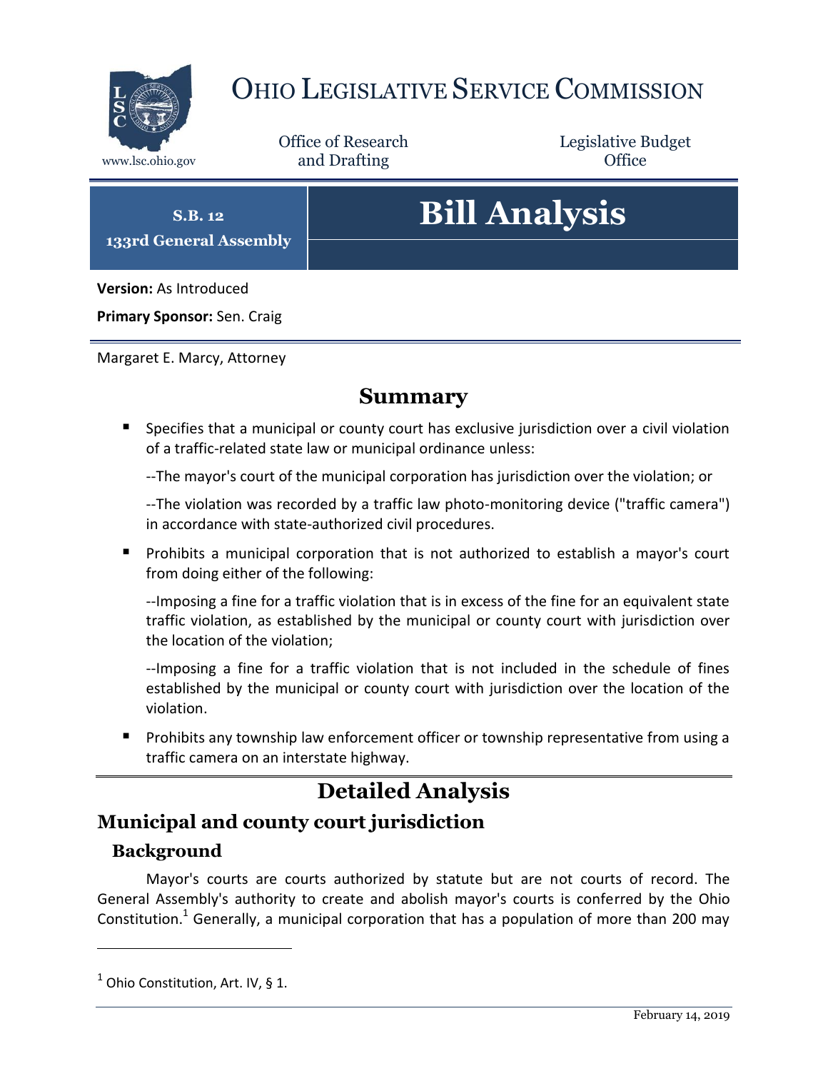# OHIO LEGISLATIVE SERVICE COMMISSION

www.lsc.ohio.gov

Office of Research and Drafting

Legislative Budget Office

**S.B. 12**
**133rd General Assembly**

# Bill Analysis

**Version:** As Introduced

**Primary Sponsor:** Sen. Craig

Margaret E. Marcy, Attorney

## Summary

- Specifies that a municipal or county court has exclusive jurisdiction over a civil violation of a traffic-related state law or municipal ordinance unless:

  --The mayor's court of the municipal corporation has jurisdiction over the violation; or

  --The violation was recorded by a traffic law photo-monitoring device ("traffic camera") in accordance with state-authorized civil procedures.

- Prohibits a municipal corporation that is not authorized to establish a mayor's court from doing either of the following:

  --Imposing a fine for a traffic violation that is in excess of the fine for an equivalent state traffic violation, as established by the municipal or county court with jurisdiction over the location of the violation;

  --Imposing a fine for a traffic violation that is not included in the schedule of fines established by the municipal or county court with jurisdiction over the location of the violation.

- Prohibits any township law enforcement officer or township representative from using a traffic camera on an interstate highway.

## Detailed Analysis

## Municipal and county court jurisdiction

### Background

Mayor's courts are courts authorized by statute but are not courts of record. The General Assembly's authority to create and abolish mayor's courts is conferred by the Ohio Constitution.[1] Generally, a municipal corporation that has a population of more than 200 may

[1] Ohio Constitution, Art. IV, § 1.

February 14, 2019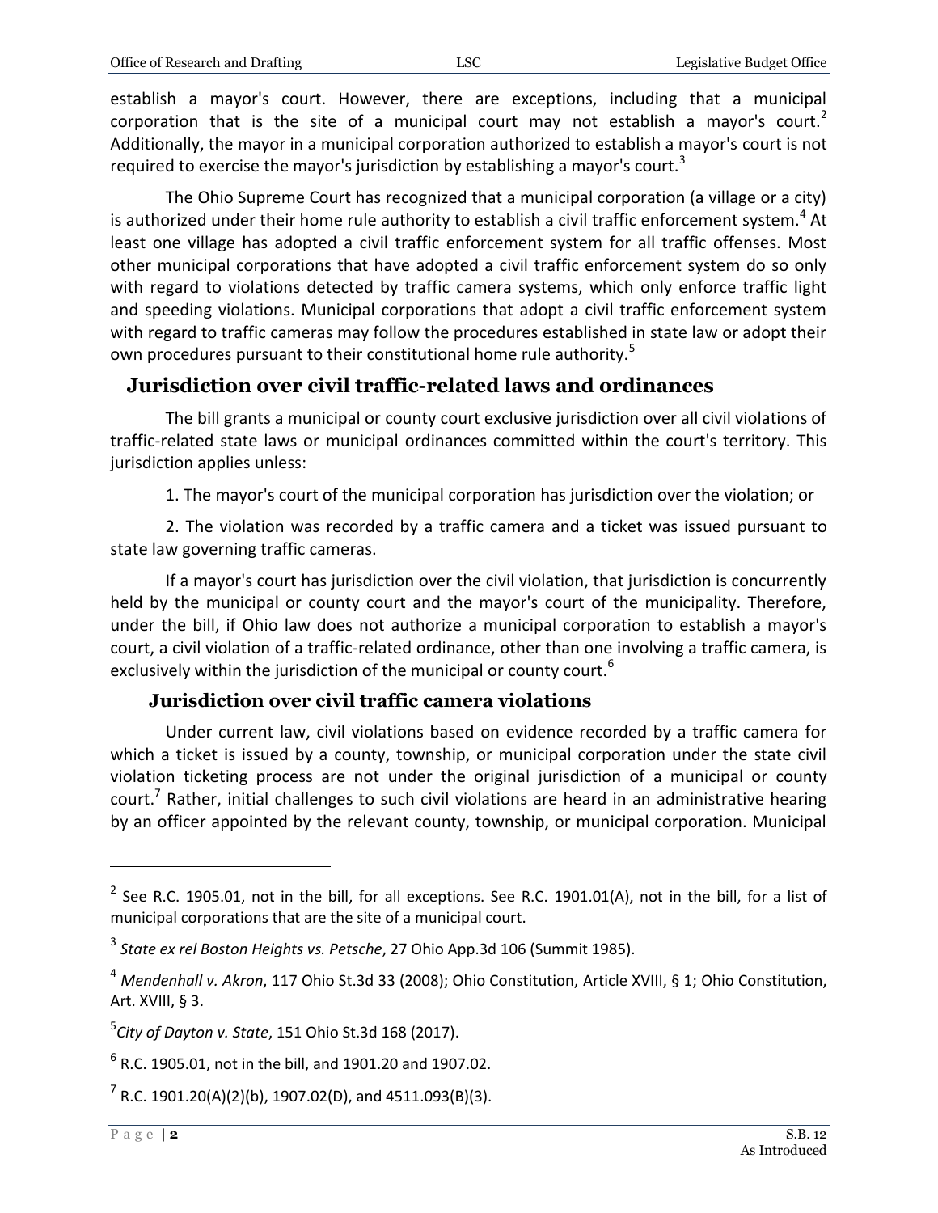establish a mayor's court. However, there are exceptions, including that a municipal corporation that is the site of a municipal court may not establish a mayor's court.[2] Additionally, the mayor in a municipal corporation authorized to establish a mayor's court is not required to exercise the mayor's jurisdiction by establishing a mayor's court.[3]

The Ohio Supreme Court has recognized that a municipal corporation (a village or a city) is authorized under their home rule authority to establish a civil traffic enforcement system.[4] At least one village has adopted a civil traffic enforcement system for all traffic offenses. Most other municipal corporations that have adopted a civil traffic enforcement system do so only with regard to violations detected by traffic camera systems, which only enforce traffic light and speeding violations. Municipal corporations that adopt a civil traffic enforcement system with regard to traffic cameras may follow the procedures established in state law or adopt their own procedures pursuant to their constitutional home rule authority.[5]

## Jurisdiction over civil traffic-related laws and ordinances

The bill grants a municipal or county court exclusive jurisdiction over all civil violations of traffic-related state laws or municipal ordinances committed within the court's territory. This jurisdiction applies unless:

1. The mayor's court of the municipal corporation has jurisdiction over the violation; or

2. The violation was recorded by a traffic camera and a ticket was issued pursuant to state law governing traffic cameras.

If a mayor's court has jurisdiction over the civil violation, that jurisdiction is concurrently held by the municipal or county court and the mayor's court of the municipality. Therefore, under the bill, if Ohio law does not authorize a municipal corporation to establish a mayor's court, a civil violation of a traffic-related ordinance, other than one involving a traffic camera, is exclusively within the jurisdiction of the municipal or county court.[6]

### Jurisdiction over civil traffic camera violations

Under current law, civil violations based on evidence recorded by a traffic camera for which a ticket is issued by a county, township, or municipal corporation under the state civil violation ticketing process are not under the original jurisdiction of a municipal or county court.[7] Rather, initial challenges to such civil violations are heard in an administrative hearing by an officer appointed by the relevant county, township, or municipal corporation. Municipal

---

[2] See R.C. 1905.01, not in the bill, for all exceptions. See R.C. 1901.01(A), not in the bill, for a list of municipal corporations that are the site of a municipal court.

[3] *State ex rel Boston Heights vs. Petsche*, 27 Ohio App.3d 106 (Summit 1985).

[4] *Mendenhall v. Akron*, 117 Ohio St.3d 33 (2008); Ohio Constitution, Article XVIII, § 1; Ohio Constitution, Art. XVIII, § 3.

[5] *City of Dayton v. State*, 151 Ohio St.3d 168 (2017).

[6] R.C. 1905.01, not in the bill, and 1901.20 and 1907.02.

[7] R.C. 1901.20(A)(2)(b), 1907.02(D), and 4511.093(B)(3).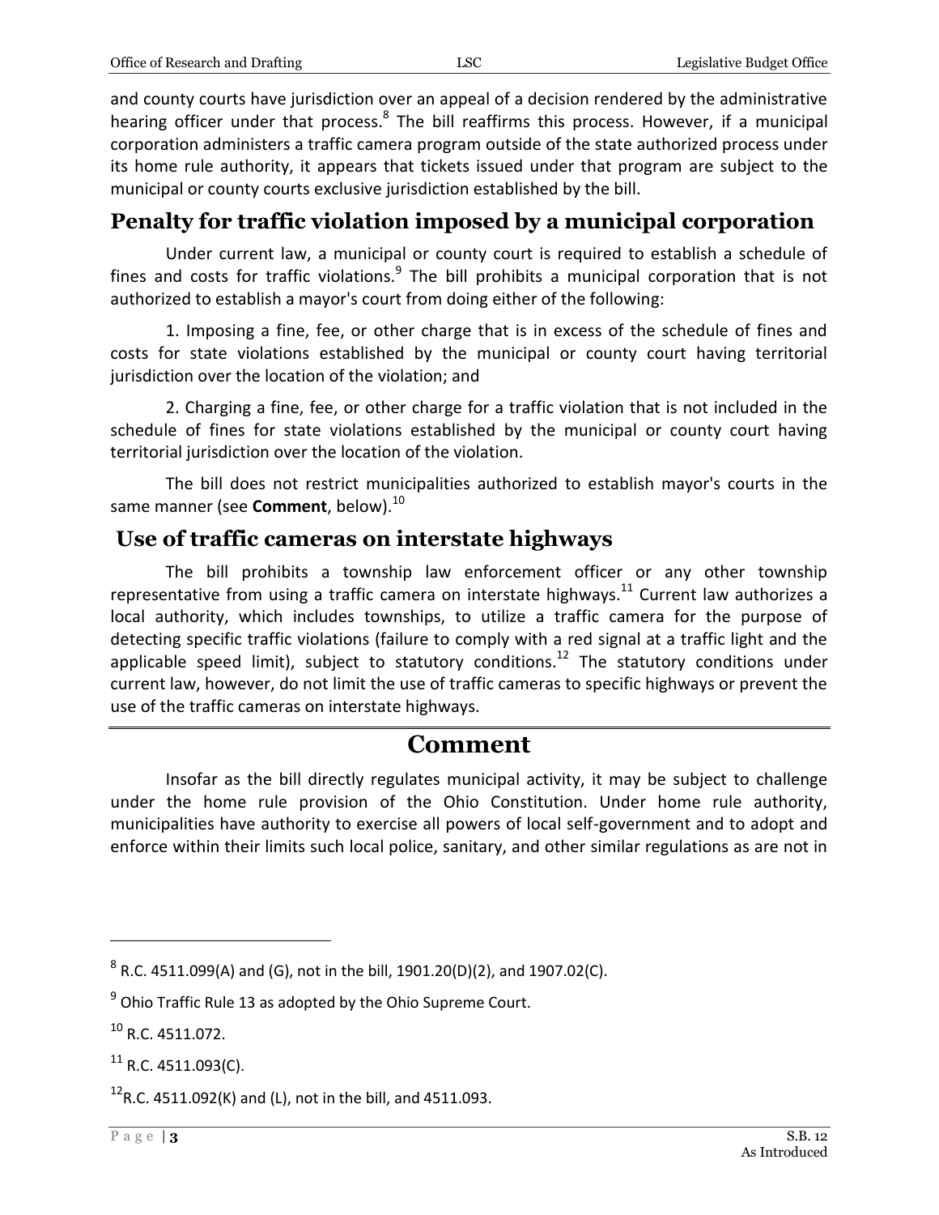and county courts have jurisdiction over an appeal of a decision rendered by the administrative hearing officer under that process.[8] The bill reaffirms this process. However, if a municipal corporation administers a traffic camera program outside of the state authorized process under its home rule authority, it appears that tickets issued under that program are subject to the municipal or county courts exclusive jurisdiction established by the bill.

## Penalty for traffic violation imposed by a municipal corporation

Under current law, a municipal or county court is required to establish a schedule of fines and costs for traffic violations.[9] The bill prohibits a municipal corporation that is not authorized to establish a mayor's court from doing either of the following:

1. Imposing a fine, fee, or other charge that is in excess of the schedule of fines and costs for state violations established by the municipal or county court having territorial jurisdiction over the location of the violation; and

2. Charging a fine, fee, or other charge for a traffic violation that is not included in the schedule of fines for state violations established by the municipal or county court having territorial jurisdiction over the location of the violation.

The bill does not restrict municipalities authorized to establish mayor's courts in the same manner (see **Comment**, below).[10]

## Use of traffic cameras on interstate highways

The bill prohibits a township law enforcement officer or any other township representative from using a traffic camera on interstate highways.[11] Current law authorizes a local authority, which includes townships, to utilize a traffic camera for the purpose of detecting specific traffic violations (failure to comply with a red signal at a traffic light and the applicable speed limit), subject to statutory conditions.[12] The statutory conditions under current law, however, do not limit the use of traffic cameras to specific highways or prevent the use of the traffic cameras on interstate highways.

# Comment

Insofar as the bill directly regulates municipal activity, it may be subject to challenge under the home rule provision of the Ohio Constitution. Under home rule authority, municipalities have authority to exercise all powers of local self-government and to adopt and enforce within their limits such local police, sanitary, and other similar regulations as are not in

---

[8] R.C. 4511.099(A) and (G), not in the bill, 1901.20(D)(2), and 1907.02(C).

[9] Ohio Traffic Rule 13 as adopted by the Ohio Supreme Court.

[10] R.C. 4511.072.

[11] R.C. 4511.093(C).

[12] R.C. 4511.092(K) and (L), not in the bill, and 4511.093.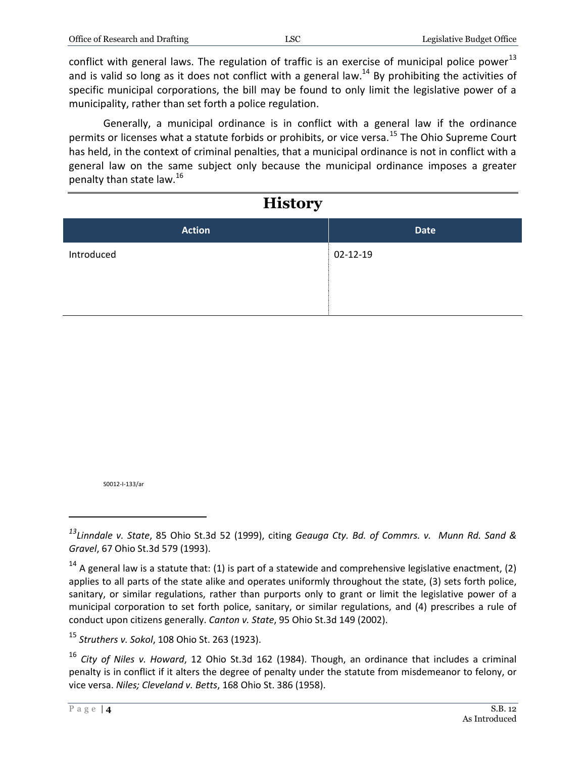conflict with general laws. The regulation of traffic is an exercise of municipal police power[13] and is valid so long as it does not conflict with a general law.[14] By prohibiting the activities of specific municipal corporations, the bill may be found to only limit the legislative power of a municipality, rather than set forth a police regulation.

Generally, a municipal ordinance is in conflict with a general law if the ordinance permits or licenses what a statute forbids or prohibits, or vice versa.[15] The Ohio Supreme Court has held, in the context of criminal penalties, that a municipal ordinance is not in conflict with a general law on the same subject only because the municipal ordinance imposes a greater penalty than state law.[16]

# History

| Action | Date |
|---|---|
| Introduced | 02-12-19 |

S0012-I-133/ar

---

[13] *Linndale v. State*, 85 Ohio St.3d 52 (1999), citing *Geauga Cty. Bd. of Commrs. v. Munn Rd. Sand & Gravel*, 67 Ohio St.3d 579 (1993).

[14] A general law is a statute that: (1) is part of a statewide and comprehensive legislative enactment, (2) applies to all parts of the state alike and operates uniformly throughout the state, (3) sets forth police, sanitary, or similar regulations, rather than purports only to grant or limit the legislative power of a municipal corporation to set forth police, sanitary, or similar regulations, and (4) prescribes a rule of conduct upon citizens generally. *Canton v. State*, 95 Ohio St.3d 149 (2002).

[15] *Struthers v. Sokol*, 108 Ohio St. 263 (1923).

[16] *City of Niles v. Howard*, 12 Ohio St.3d 162 (1984). Though, an ordinance that includes a criminal penalty is in conflict if it alters the degree of penalty under the statute from misdemeanor to felony, or vice versa. *Niles; Cleveland v. Betts*, 168 Ohio St. 386 (1958).